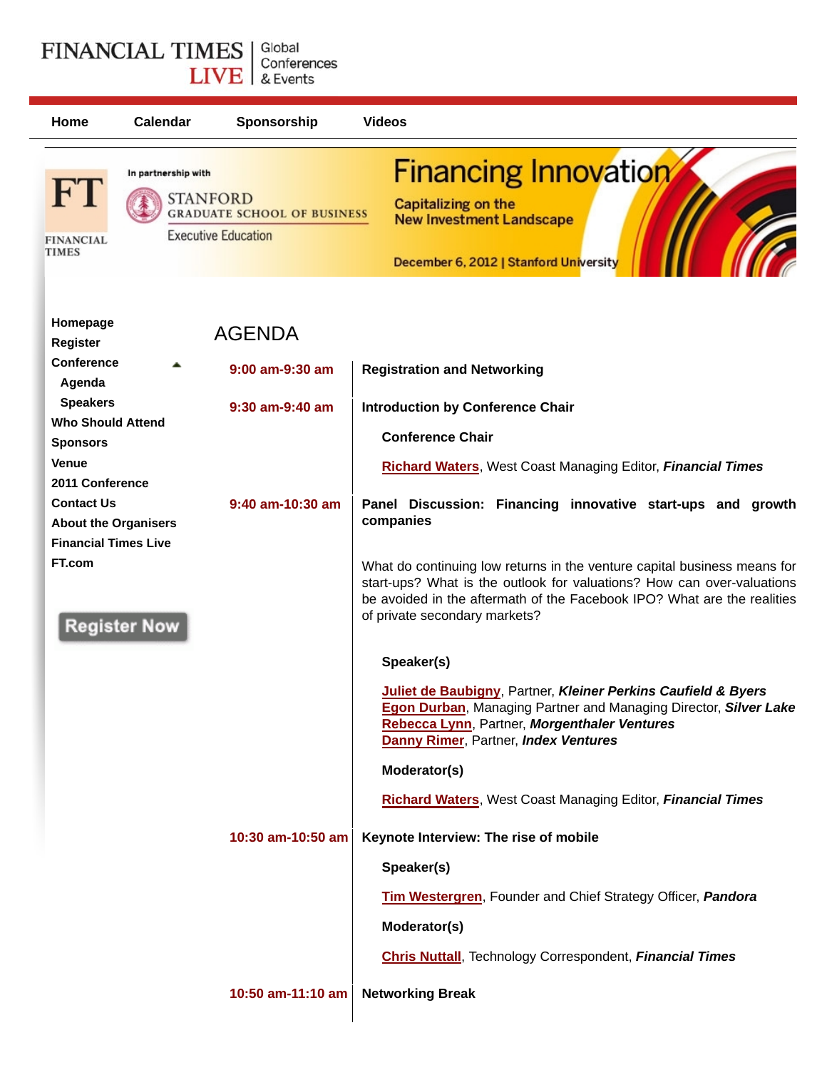FINANCIAL TIMES LIVE | Global Conferences & Events

Home | Calendar | Sponsorship | Videos

In partnership with STANFORD GRADUATE SCHOOL OF BUSINESS Executive Education

# Financing Innovation

Capitalizing on the New Investment Landscape

December 6, 2012 | Stanford University

- Homepage
- Register
- Conference
  - Agenda
  - Speakers
- Who Should Attend
- Sponsors
- Venue
- 2011 Conference
- Contact Us
- About the Organisers
- Financial Times Live
- FT.com

Register Now

## AGENDA

**9:00 am-9:30 am**

**Registration and Networking**

**9:30 am-9:40 am**

**Introduction by Conference Chair**

**Conference Chair**

Richard Waters, West Coast Managing Editor, ***Financial Times***

**9:40 am-10:30 am**

**Panel Discussion: Financing innovative start-ups and growth companies**

What do continuing low returns in the venture capital business means for start-ups? What is the outlook for valuations? How can over-valuations be avoided in the aftermath of the Facebook IPO? What are the realities of private secondary markets?

**Speaker(s)**

Juliet de Baubigny, Partner, ***Kleiner Perkins Caufield & Byers***
Egon Durban, Managing Partner and Managing Director, ***Silver Lake***
Rebecca Lynn, Partner, ***Morgenthaler Ventures***
Danny Rimer, Partner, ***Index Ventures***

**Moderator(s)**

Richard Waters, West Coast Managing Editor, ***Financial Times***

**10:30 am-10:50 am**

**Keynote Interview: The rise of mobile**

**Speaker(s)**

Tim Westergren, Founder and Chief Strategy Officer, ***Pandora***

**Moderator(s)**

Chris Nuttall, Technology Correspondent, ***Financial Times***

**10:50 am-11:10 am**

**Networking Break**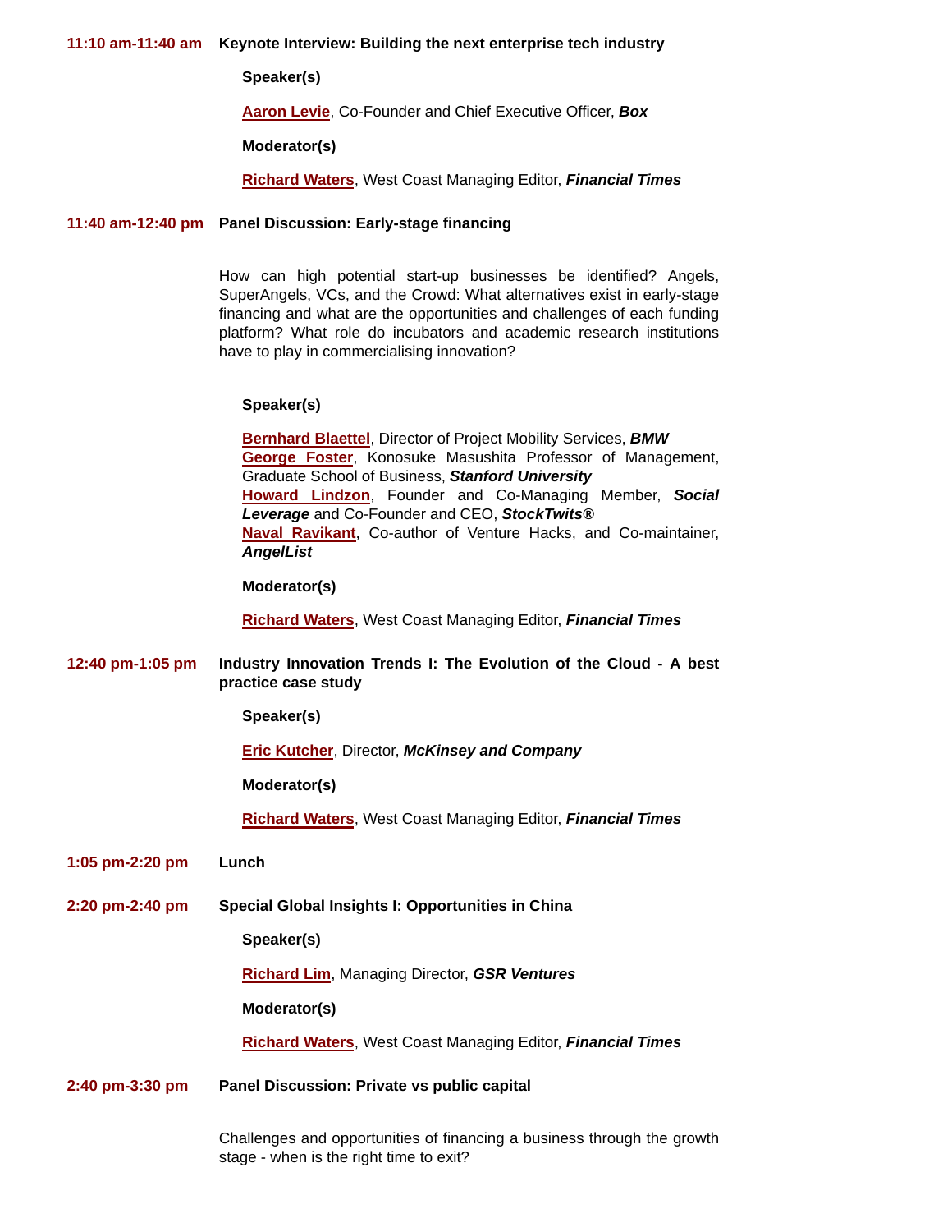**11:10 am-11:40 am** | **Keynote Interview: Building the next enterprise tech industry**

**Speaker(s)**

**Aaron Levie**, Co-Founder and Chief Executive Officer, ***Box***

**Moderator(s)**

**Richard Waters**, West Coast Managing Editor, ***Financial Times***

**11:40 am-12:40 pm** | **Panel Discussion: Early-stage financing**

How can high potential start-up businesses be identified? Angels, SuperAngels, VCs, and the Crowd: What alternatives exist in early-stage financing and what are the opportunities and challenges of each funding platform? What role do incubators and academic research institutions have to play in commercialising innovation?

**Speaker(s)**

**Bernhard Blaettel**, Director of Project Mobility Services, ***BMW***
**George Foster**, Konosuke Masushita Professor of Management, Graduate School of Business, ***Stanford University***
**Howard Lindzon**, Founder and Co-Managing Member, ***Social Leverage*** and Co-Founder and CEO, ***StockTwits®***
**Naval Ravikant**, Co-author of Venture Hacks, and Co-maintainer, ***AngelList***

**Moderator(s)**

**Richard Waters**, West Coast Managing Editor, ***Financial Times***

**12:40 pm-1:05 pm** | **Industry Innovation Trends I: The Evolution of the Cloud - A best practice case study**

**Speaker(s)**

**Eric Kutcher**, Director, ***McKinsey and Company***

**Moderator(s)**

**Richard Waters**, West Coast Managing Editor, ***Financial Times***

**1:05 pm-2:20 pm** | **Lunch**

**2:20 pm-2:40 pm** | **Special Global Insights I: Opportunities in China**

**Speaker(s)**

**Richard Lim**, Managing Director, ***GSR Ventures***

**Moderator(s)**

**Richard Waters**, West Coast Managing Editor, ***Financial Times***

**2:40 pm-3:30 pm** | **Panel Discussion: Private vs public capital**

Challenges and opportunities of financing a business through the growth stage - when is the right time to exit?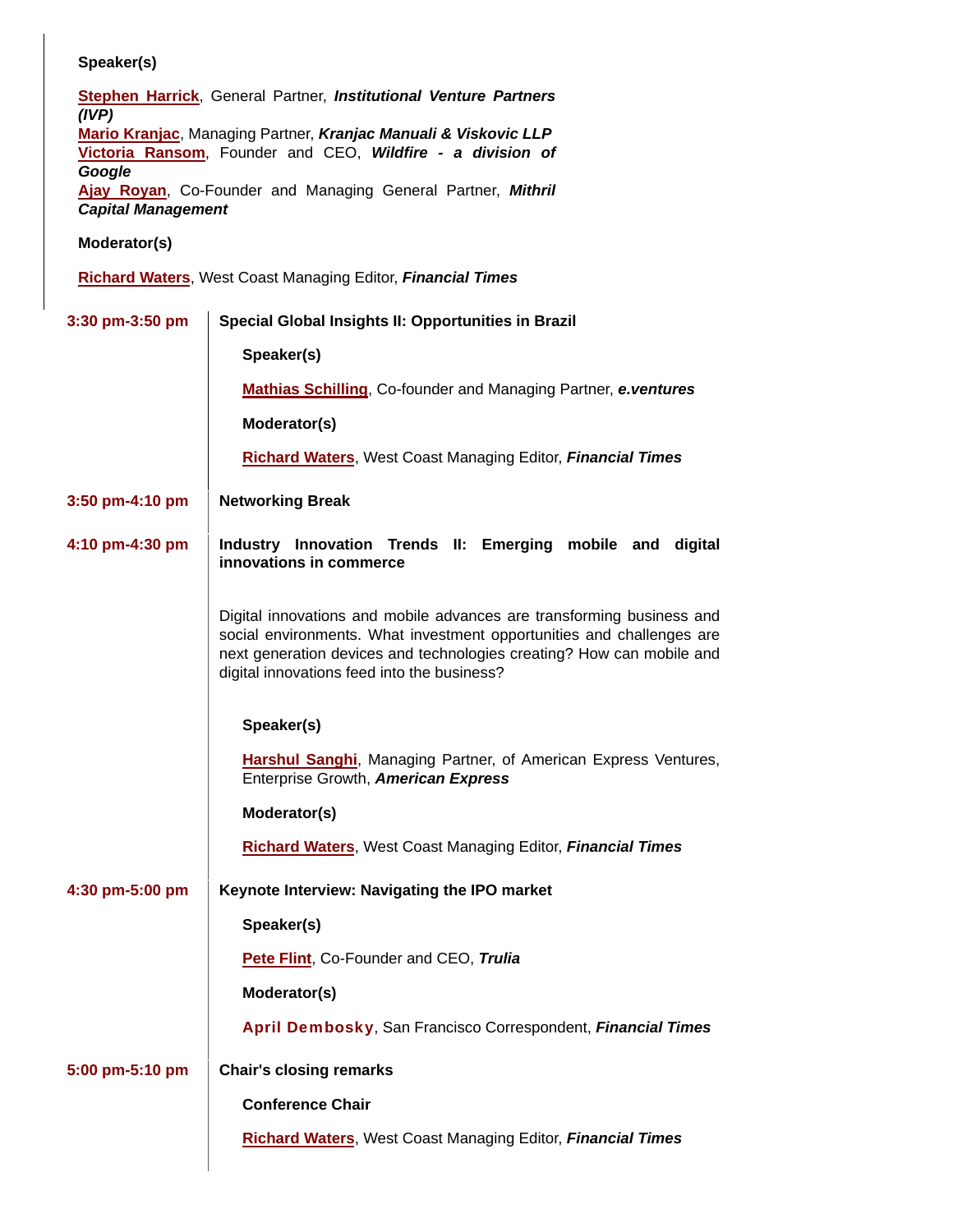**Speaker(s)**

**Stephen Harrick**, General Partner, ***Institutional Venture Partners (IVP)***
**Mario Kranjac**, Managing Partner, ***Kranjac Manuali & Viskovic LLP***
**Victoria Ransom**, Founder and CEO, ***Wildfire - a division of Google***
**Ajay Royan**, Co-Founder and Managing General Partner, ***Mithril Capital Management***

**Moderator(s)**

**Richard Waters**, West Coast Managing Editor, ***Financial Times***

**3:30 pm-3:50 pm** — **Special Global Insights II: Opportunities in Brazil**

**Speaker(s)**

**Mathias Schilling**, Co-founder and Managing Partner, ***e.ventures***

**Moderator(s)**

**Richard Waters**, West Coast Managing Editor, ***Financial Times***

**3:50 pm-4:10 pm** — **Networking Break**

**4:10 pm-4:30 pm** — **Industry Innovation Trends II: Emerging mobile and digital innovations in commerce**

Digital innovations and mobile advances are transforming business and social environments. What investment opportunities and challenges are next generation devices and technologies creating? How can mobile and digital innovations feed into the business?

**Speaker(s)**

**Harshul Sanghi**, Managing Partner, of American Express Ventures, Enterprise Growth, ***American Express***

**Moderator(s)**

**Richard Waters**, West Coast Managing Editor, ***Financial Times***

**4:30 pm-5:00 pm** — **Keynote Interview: Navigating the IPO market**

**Speaker(s)**

**Pete Flint**, Co-Founder and CEO, ***Trulia***

**Moderator(s)**

**April Dembosky**, San Francisco Correspondent, ***Financial Times***

**5:00 pm-5:10 pm** — **Chair's closing remarks**

**Conference Chair**

**Richard Waters**, West Coast Managing Editor, ***Financial Times***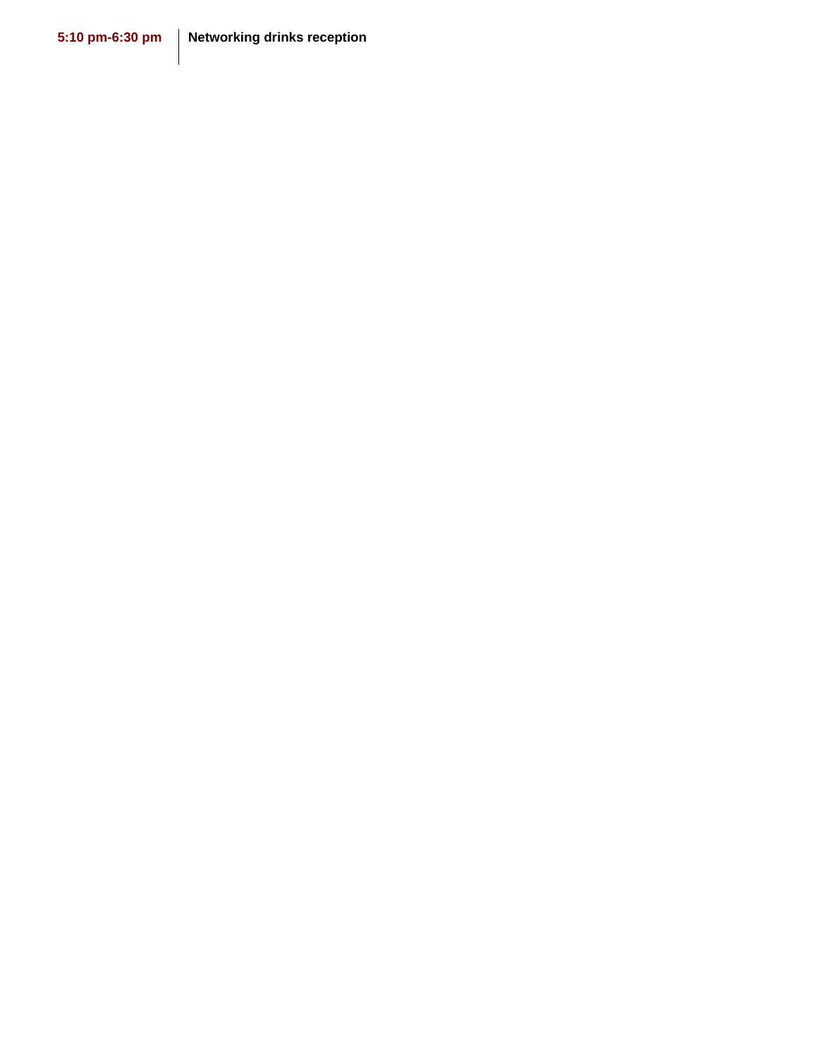| | |
|---|---|
| **5:10 pm-6:30 pm** | **Networking drinks reception** |